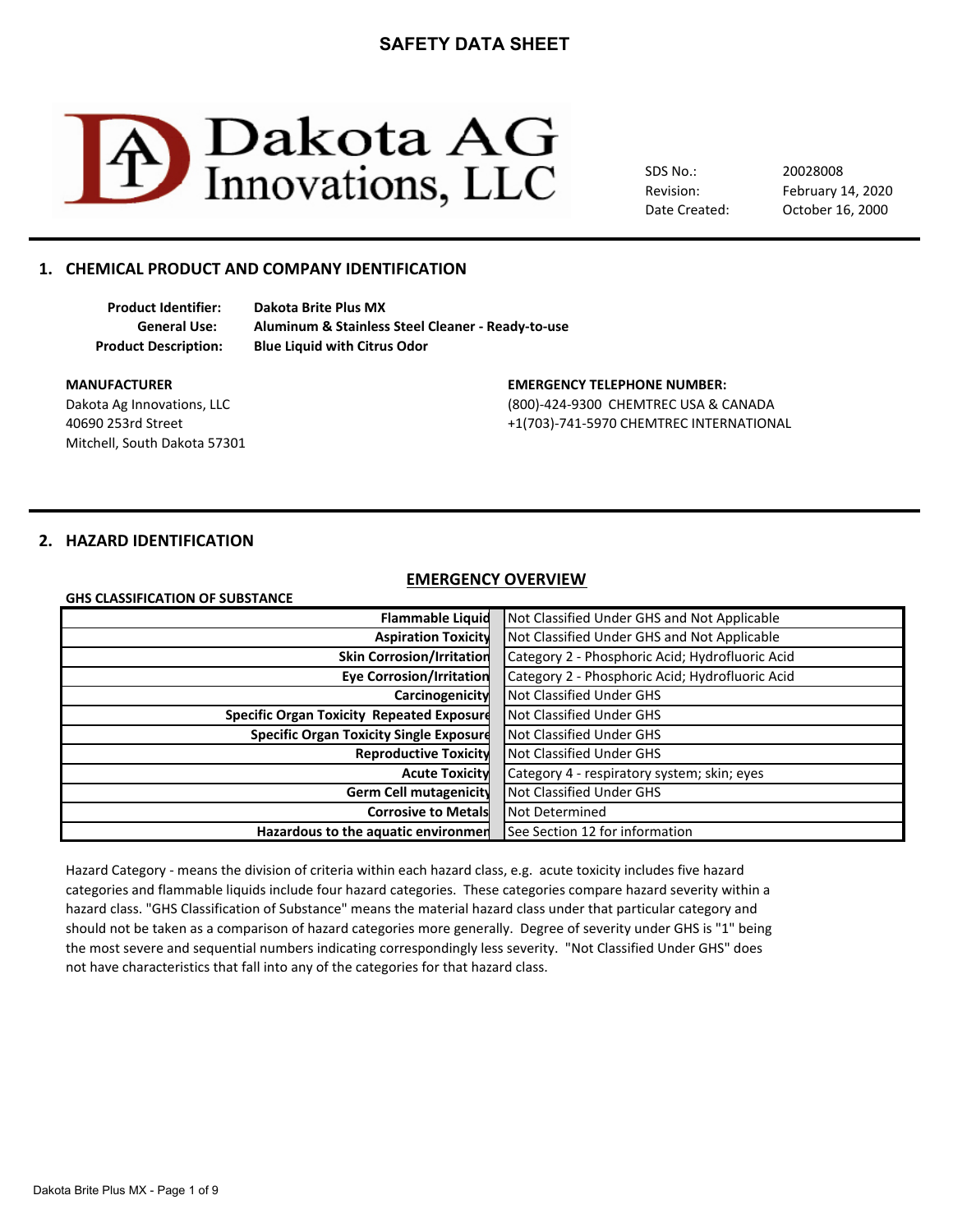# SAFETY DATA SHEET

Dakota AG Innovations, LLC

| | |
|---|---|
| SDS No.: | 20028008 |
| Revision: | February 14, 2020 |
| Date Created: | October 16, 2000 |

## 1. CHEMICAL PRODUCT AND COMPANY IDENTIFICATION

**Product Identifier:** **Dakota Brite Plus MX**
**General Use:** **Aluminum & Stainless Steel Cleaner - Ready-to-use**
**Product Description:** **Blue Liquid with Citrus Odor**

**MANUFACTURER**
Dakota Ag Innovations, LLC
40690 253rd Street
Mitchell, South Dakota 57301

**EMERGENCY TELEPHONE NUMBER:**
(800)-424-9300 CHEMTREC USA & CANADA
+1(703)-741-5970 CHEMTREC INTERNATIONAL

## 2. HAZARD IDENTIFICATION

### EMERGENCY OVERVIEW

**GHS CLASSIFICATION OF SUBSTANCE**

| | |
|---|---|
| **Flammable Liquid** | Not Classified Under GHS and Not Applicable |
| **Aspiration Toxicity** | Not Classified Under GHS and Not Applicable |
| **Skin Corrosion/Irritation** | Category 2 - Phosphoric Acid; Hydrofluoric Acid |
| **Eye Corrosion/Irritation** | Category 2 - Phosphoric Acid; Hydrofluoric Acid |
| **Carcinogenicity** | Not Classified Under GHS |
| **Specific Organ Toxicity Repeated Exposure** | Not Classified Under GHS |
| **Specific Organ Toxicity Single Exposure** | Not Classified Under GHS |
| **Reproductive Toxicity** | Not Classified Under GHS |
| **Acute Toxicity** | Category 4 - respiratory system; skin; eyes |
| **Germ Cell mutagenicity** | Not Classified Under GHS |
| **Corrosive to Metals** | Not Determined |
| **Hazardous to the aquatic environment** | See Section 12 for information |

Hazard Category - means the division of criteria within each hazard class, e.g. acute toxicity includes five hazard categories and flammable liquids include four hazard categories. These categories compare hazard severity within a hazard class. "GHS Classification of Substance" means the material hazard class under that particular category and should not be taken as a comparison of hazard categories more generally. Degree of severity under GHS is "1" being the most severe and sequential numbers indicating correspondingly less severity. "Not Classified Under GHS" does not have characteristics that fall into any of the categories for that hazard class.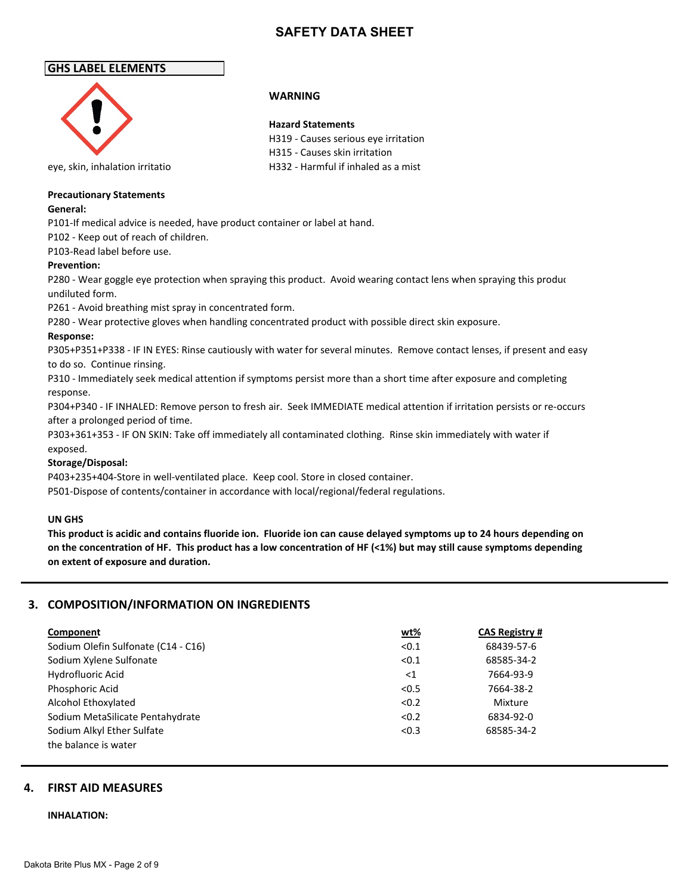# SAFETY DATA SHEET

## GHS LABEL ELEMENTS

eye, skin, inhalation irritatio

**WARNING**

**Hazard Statements**

H319 - Causes serious eye irritation
H315 - Causes skin irritation
H332 - Harmful if inhaled as a mist

**Precautionary Statements**

**General:**

P101-If medical advice is needed, have product container or label at hand.

P102 - Keep out of reach of children.

P103-Read label before use.

**Prevention:**

P280 - Wear goggle eye protection when spraying this product. Avoid wearing contact lens when spraying this produc undiluted form.

P261 - Avoid breathing mist spray in concentrated form.

P280 - Wear protective gloves when handling concentrated product with possible direct skin exposure.

**Response:**

P305+P351+P338 - IF IN EYES: Rinse cautiously with water for several minutes. Remove contact lenses, if present and easy to do so. Continue rinsing.

P310 - Immediately seek medical attention if symptoms persist more than a short time after exposure and completing response.

P304+P340 - IF INHALED: Remove person to fresh air. Seek IMMEDIATE medical attention if irritation persists or re-occurs after a prolonged period of time.

P303+361+353 - IF ON SKIN: Take off immediately all contaminated clothing. Rinse skin immediately with water if exposed.

**Storage/Disposal:**

P403+235+404-Store in well-ventilated place. Keep cool. Store in closed container.

P501-Dispose of contents/container in accordance with local/regional/federal regulations.

**UN GHS**

**This product is acidic and contains fluoride ion. Fluoride ion can cause delayed symptoms up to 24 hours depending on on the concentration of HF. This product has a low concentration of HF (<1%) but may still cause symptoms depending on extent of exposure and duration.**

## 3. COMPOSITION/INFORMATION ON INGREDIENTS

| Component | wt% | CAS Registry # |
|---|---|---|
| Sodium Olefin Sulfonate (C14 - C16) | <0.1 | 68439-57-6 |
| Sodium Xylene Sulfonate | <0.1 | 68585-34-2 |
| Hydrofluoric Acid | <1 | 7664-93-9 |
| Phosphoric Acid | <0.5 | 7664-38-2 |
| Alcohol Ethoxylated | <0.2 | Mixture |
| Sodium MetaSilicate Pentahydrate | <0.2 | 6834-92-0 |
| Sodium Alkyl Ether Sulfate | <0.3 | 68585-34-2 |
| the balance is water | | |

## 4. FIRST AID MEASURES

**INHALATION:**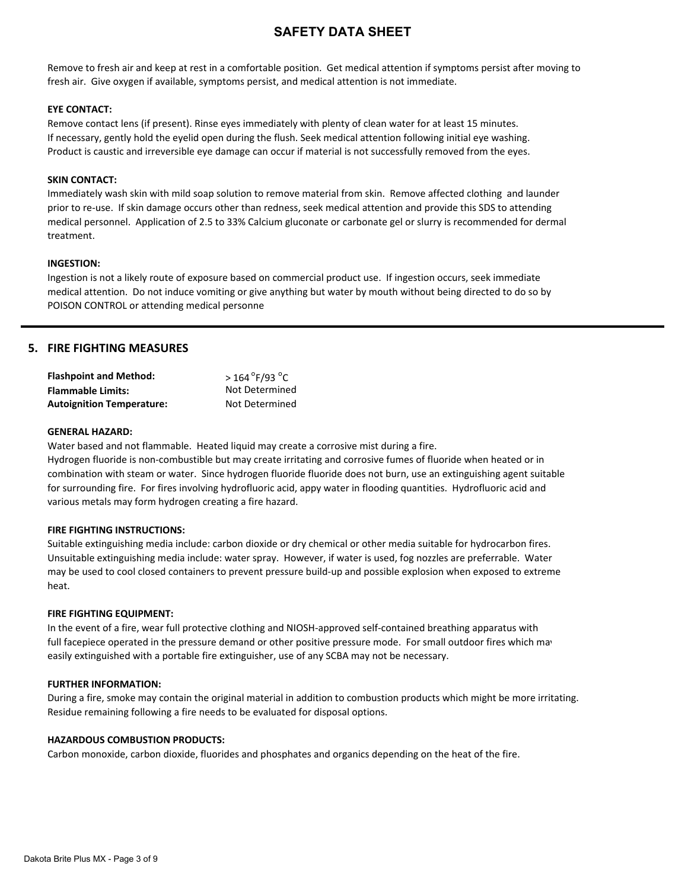Remove to fresh air and keep at rest in a comfortable position. Get medical attention if symptoms persist after moving to fresh air. Give oxygen if available, symptoms persist, and medical attention is not immediate.

**EYE CONTACT:**

Remove contact lens (if present). Rinse eyes immediately with plenty of clean water for at least 15 minutes. If necessary, gently hold the eyelid open during the flush. Seek medical attention following initial eye washing. Product is caustic and irreversible eye damage can occur if material is not successfully removed from the eyes.

**SKIN CONTACT:**

Immediately wash skin with mild soap solution to remove material from skin. Remove affected clothing and launder prior to re-use. If skin damage occurs other than redness, seek medical attention and provide this SDS to attending medical personnel. Application of 2.5 to 33% Calcium gluconate or carbonate gel or slurry is recommended for dermal treatment.

**INGESTION:**

Ingestion is not a likely route of exposure based on commercial product use. If ingestion occurs, seek immediate medical attention. Do not induce vomiting or give anything but water by mouth without being directed to do so by POISON CONTROL or attending medical personne

## 5. FIRE FIGHTING MEASURES

| | |
|---|---|
| **Flashpoint and Method:** | > 164 °F/93 °C |
| **Flammable Limits:** | Not Determined |
| **Autoignition Temperature:** | Not Determined |

**GENERAL HAZARD:**

Water based and not flammable. Heated liquid may create a corrosive mist during a fire.
Hydrogen fluoride is non-combustible but may create irritating and corrosive fumes of fluoride when heated or in combination with steam or water. Since hydrogen fluoride fluoride does not burn, use an extinguishing agent suitable for surrounding fire. For fires involving hydrofluoric acid, appy water in flooding quantities. Hydrofluoric acid and various metals may form hydrogen creating a fire hazard.

**FIRE FIGHTING INSTRUCTIONS:**

Suitable extinguishing media include: carbon dioxide or dry chemical or other media suitable for hydrocarbon fires. Unsuitable extinguishing media include: water spray. However, if water is used, fog nozzles are preferrable. Water may be used to cool closed containers to prevent pressure build-up and possible explosion when exposed to extreme heat.

**FIRE FIGHTING EQUIPMENT:**

In the event of a fire, wear full protective clothing and NIOSH-approved self-contained breathing apparatus with full facepiece operated in the pressure demand or other positive pressure mode. For small outdoor fires which may easily extinguished with a portable fire extinguisher, use of any SCBA may not be necessary.

**FURTHER INFORMATION:**

During a fire, smoke may contain the original material in addition to combustion products which might be more irritating. Residue remaining following a fire needs to be evaluated for disposal options.

**HAZARDOUS COMBUSTION PRODUCTS:**

Carbon monoxide, carbon dioxide, fluorides and phosphates and organics depending on the heat of the fire.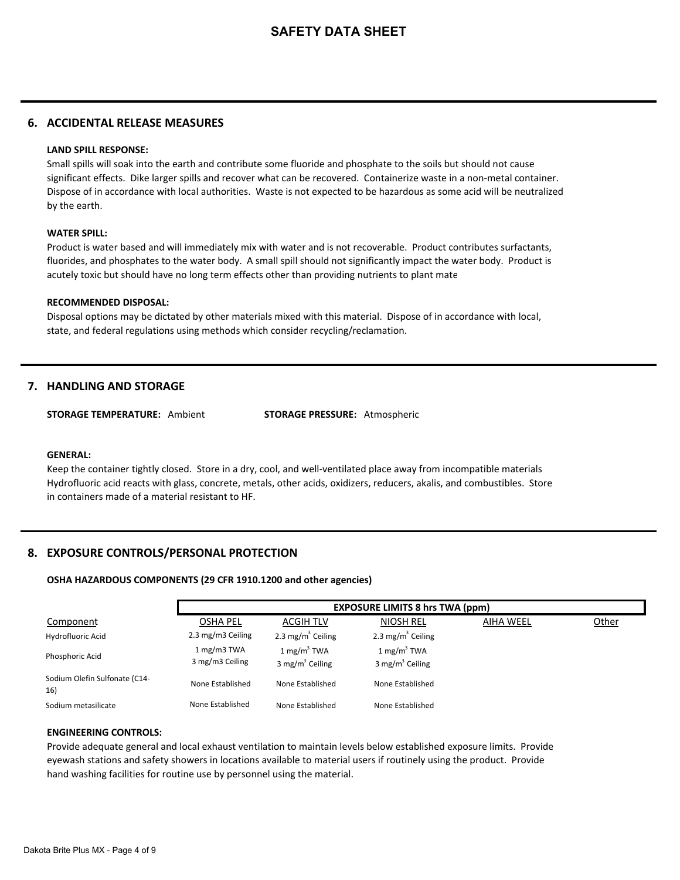# SAFETY DATA SHEET

## 6. ACCIDENTAL RELEASE MEASURES

**LAND SPILL RESPONSE:**

Small spills will soak into the earth and contribute some fluoride and phosphate to the soils but should not cause significant effects. Dike larger spills and recover what can be recovered. Containerize waste in a non-metal container. Dispose of in accordance with local authorities. Waste is not expected to be hazardous as some acid will be neutralized by the earth.

**WATER SPILL:**

Product is water based and will immediately mix with water and is not recoverable. Product contributes surfactants, fluorides, and phosphates to the water body. A small spill should not significantly impact the water body. Product is acutely toxic but should have no long term effects other than providing nutrients to plant mate

**RECOMMENDED DISPOSAL:**

Disposal options may be dictated by other materials mixed with this material. Dispose of in accordance with local, state, and federal regulations using methods which consider recycling/reclamation.

## 7. HANDLING AND STORAGE

**STORAGE TEMPERATURE:** Ambient **STORAGE PRESSURE:** Atmospheric

**GENERAL:**

Keep the container tightly closed. Store in a dry, cool, and well-ventilated place away from incompatible materials Hydrofluoric acid reacts with glass, concrete, metals, other acids, oxidizers, reducers, akalis, and combustibles. Store in containers made of a material resistant to HF.

## 8. EXPOSURE CONTROLS/PERSONAL PROTECTION

**OSHA HAZARDOUS COMPONENTS (29 CFR 1910.1200 and other agencies)**

| | EXPOSURE LIMITS 8 hrs TWA (ppm) | | | | |
|---|---|---|---|---|---|
| Component | OSHA PEL | ACGIH TLV | NIOSH REL | AIHA WEEL | Other |
| Hydrofluoric Acid | 2.3 mg/m3 Ceiling | 2.3 mg/m$^3$ Ceiling | 2.3 mg/m$^3$ Ceiling | | |
| Phosphoric Acid | 1 mg/m3 TWA<br>3 mg/m3 Ceiling | 1 mg/m$^3$ TWA<br>3 mg/m$^3$ Ceiling | 1 mg/m$^3$ TWA<br>3 mg/m$^3$ Ceiling | | |
| Sodium Olefin Sulfonate (C14-16) | None Established | None Established | None Established | | |
| Sodium metasilicate | None Established | None Established | None Established | | |

**ENGINEERING CONTROLS:**

Provide adequate general and local exhaust ventilation to maintain levels below established exposure limits. Provide eyewash stations and safety showers in locations available to material users if routinely using the product. Provide hand washing facilities for routine use by personnel using the material.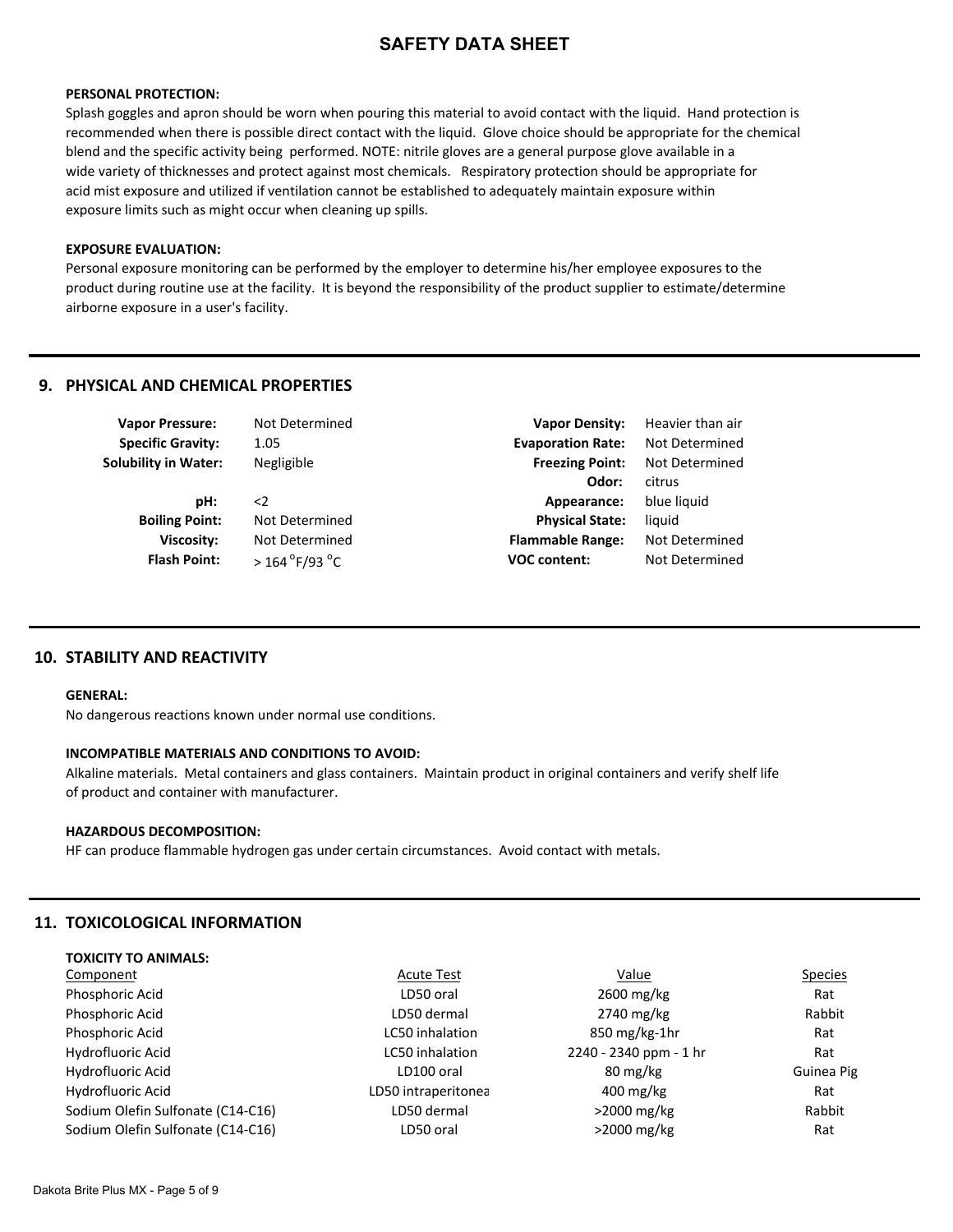**PERSONAL PROTECTION:**

Splash goggles and apron should be worn when pouring this material to avoid contact with the liquid. Hand protection is recommended when there is possible direct contact with the liquid. Glove choice should be appropriate for the chemical blend and the specific activity being performed. NOTE: nitrile gloves are a general purpose glove available in a wide variety of thicknesses and protect against most chemicals. Respiratory protection should be appropriate for acid mist exposure and utilized if ventilation cannot be established to adequately maintain exposure within exposure limits such as might occur when cleaning up spills.

**EXPOSURE EVALUATION:**

Personal exposure monitoring can be performed by the employer to determine his/her employee exposures to the product during routine use at the facility. It is beyond the responsibility of the product supplier to estimate/determine airborne exposure in a user's facility.

## 9. PHYSICAL AND CHEMICAL PROPERTIES

| | | | |
|---|---|---|---|
| **Vapor Pressure:** | Not Determined | **Vapor Density:** | Heavier than air |
| **Specific Gravity:** | 1.05 | **Evaporation Rate:** | Not Determined |
| **Solubility in Water:** | Negligible | **Freezing Point:** | Not Determined |
| | | **Odor:** | citrus |
| **pH:** | <2 | **Appearance:** | blue liquid |
| **Boiling Point:** | Not Determined | **Physical State:** | liquid |
| **Viscosity:** | Not Determined | **Flammable Range:** | Not Determined |
| **Flash Point:** | > 164 °F/93 °C | **VOC content:** | Not Determined |

## 10. STABILITY AND REACTIVITY

**GENERAL:**

No dangerous reactions known under normal use conditions.

**INCOMPATIBLE MATERIALS AND CONDITIONS TO AVOID:**

Alkaline materials. Metal containers and glass containers. Maintain product in original containers and verify shelf life of product and container with manufacturer.

**HAZARDOUS DECOMPOSITION:**

HF can produce flammable hydrogen gas under certain circumstances. Avoid contact with metals.

## 11. TOXICOLOGICAL INFORMATION

**TOXICITY TO ANIMALS:**

| Component | Acute Test | Value | Species |
|---|---|---|---|
| Phosphoric Acid | LD50 oral | 2600 mg/kg | Rat |
| Phosphoric Acid | LD50 dermal | 2740 mg/kg | Rabbit |
| Phosphoric Acid | LC50 inhalation | 850 mg/kg-1hr | Rat |
| Hydrofluoric Acid | LC50 inhalation | 2240 - 2340 ppm - 1 hr | Rat |
| Hydrofluoric Acid | LD100 oral | 80 mg/kg | Guinea Pig |
| Hydrofluoric Acid | LD50 intraperitonea | 400 mg/kg | Rat |
| Sodium Olefin Sulfonate (C14-C16) | LD50 dermal | >2000 mg/kg | Rabbit |
| Sodium Olefin Sulfonate (C14-C16) | LD50 oral | >2000 mg/kg | Rat |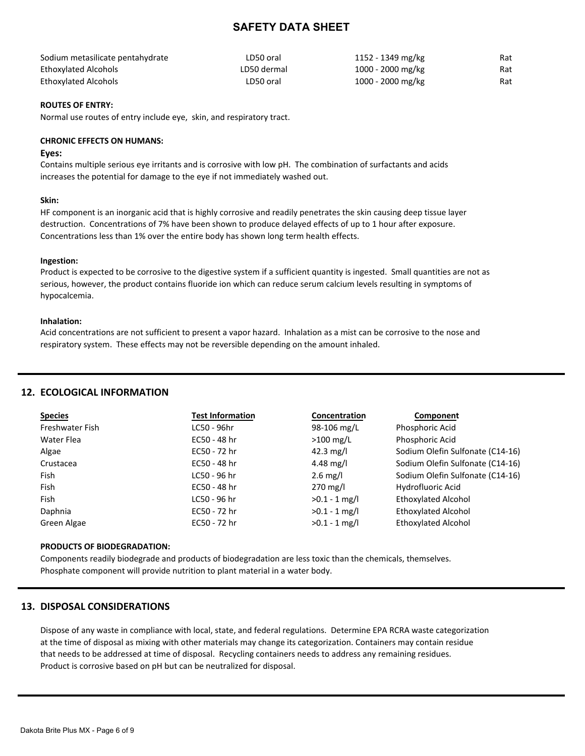| | | | |
|---|---|---|---|
| Sodium metasilicate pentahydrate | LD50 oral | 1152 - 1349 mg/kg | Rat |
| Ethoxylated Alcohols | LD50 dermal | 1000 - 2000 mg/kg | Rat |
| Ethoxylated Alcohols | LD50 oral | 1000 - 2000 mg/kg | Rat |

**ROUTES OF ENTRY:**

Normal use routes of entry include eye, skin, and respiratory tract.

**CHRONIC EFFECTS ON HUMANS:**

**Eyes:**

Contains multiple serious eye irritants and is corrosive with low pH. The combination of surfactants and acids increases the potential for damage to the eye if not immediately washed out.

**Skin:**

HF component is an inorganic acid that is highly corrosive and readily penetrates the skin causing deep tissue layer destruction. Concentrations of 7% have been shown to produce delayed effects of up to 1 hour after exposure. Concentrations less than 1% over the entire body has shown long term health effects.

**Ingestion:**

Product is expected to be corrosive to the digestive system if a sufficient quantity is ingested. Small quantities are not as serious, however, the product contains fluoride ion which can reduce serum calcium levels resulting in symptoms of hypocalcemia.

**Inhalation:**

Acid concentrations are not sufficient to present a vapor hazard. Inhalation as a mist can be corrosive to the nose and respiratory system. These effects may not be reversible depending on the amount inhaled.

## 12. ECOLOGICAL INFORMATION

| Species | Test Information | Concentration | Component |
|---|---|---|---|
| Freshwater Fish | LC50 - 96hr | 98-106 mg/L | Phosphoric Acid |
| Water Flea | EC50 - 48 hr | >100 mg/L | Phosphoric Acid |
| Algae | EC50 - 72 hr | 42.3 mg/l | Sodium Olefin Sulfonate (C14-16) |
| Crustacea | EC50 - 48 hr | 4.48 mg/l | Sodium Olefin Sulfonate (C14-16) |
| Fish | LC50 - 96 hr | 2.6 mg/l | Sodium Olefin Sulfonate (C14-16) |
| Fish | EC50 - 48 hr | 270 mg/l | Hydrofluoric Acid |
| Fish | LC50 - 96 hr | >0.1 - 1 mg/l | Ethoxylated Alcohol |
| Daphnia | EC50 - 72 hr | >0.1 - 1 mg/l | Ethoxylated Alcohol |
| Green Algae | EC50 - 72 hr | >0.1 - 1 mg/l | Ethoxylated Alcohol |

**PRODUCTS OF BIODEGRADATION:**

Components readily biodegrade and products of biodegradation are less toxic than the chemicals, themselves. Phosphate component will provide nutrition to plant material in a water body.

## 13. DISPOSAL CONSIDERATIONS

Dispose of any waste in compliance with local, state, and federal regulations. Determine EPA RCRA waste categorization at the time of disposal as mixing with other materials may change its categorization. Containers may contain residue that needs to be addressed at time of disposal. Recycling containers needs to address any remaining residues. Product is corrosive based on pH but can be neutralized for disposal.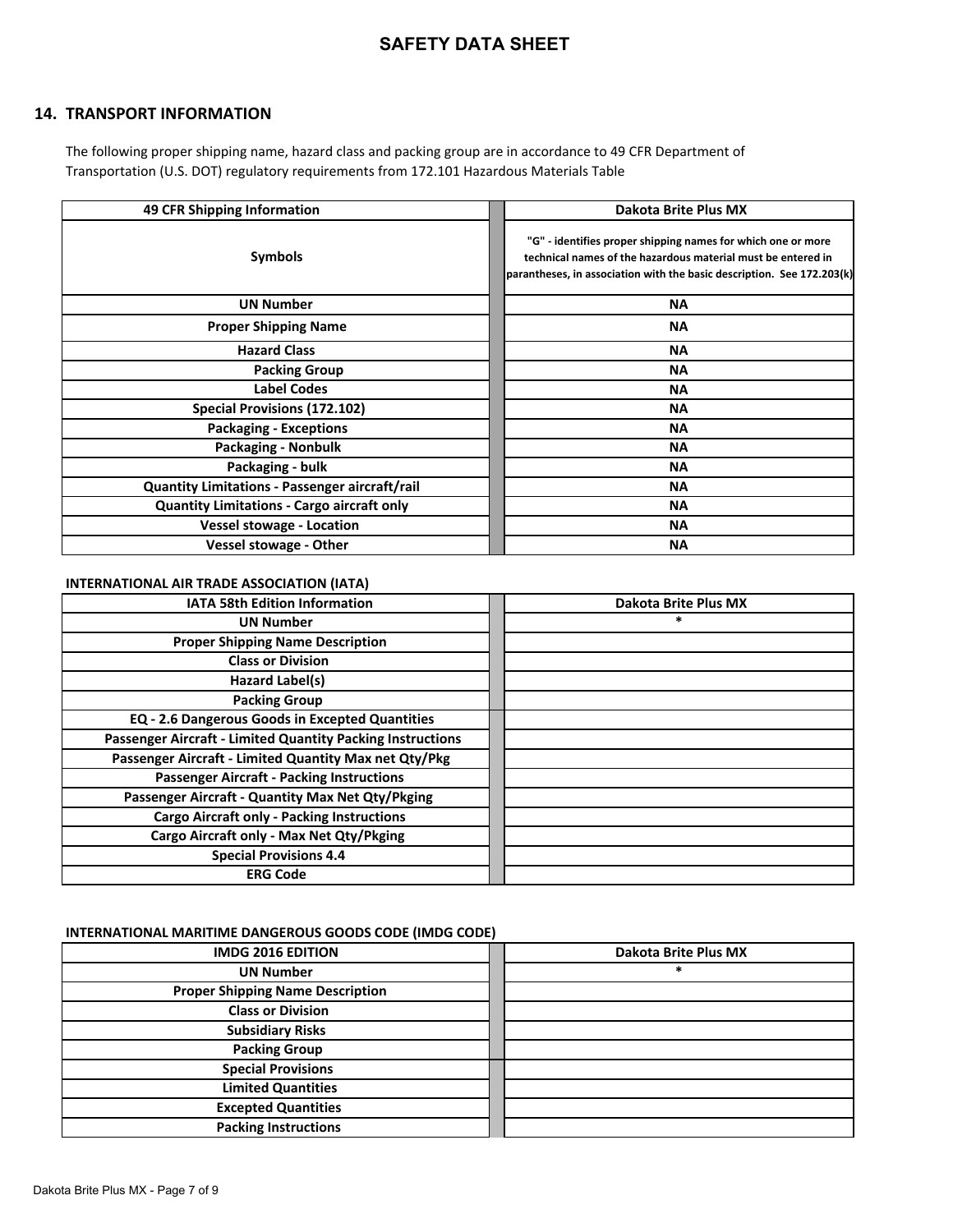## 14. TRANSPORT INFORMATION

The following proper shipping name, hazard class and packing group are in accordance to 49 CFR Department of Transportation (U.S. DOT) regulatory requirements from 172.101 Hazardous Materials Table

| 49 CFR Shipping Information | Dakota Brite Plus MX |
|---|---|
| Symbols | "G" - identifies proper shipping names for which one or more technical names of the hazardous material must be entered in parantheses, in association with the basic description. See 172.203(k) |
| UN Number | NA |
| Proper Shipping Name | NA |
| Hazard Class | NA |
| Packing Group | NA |
| Label Codes | NA |
| Special Provisions (172.102) | NA |
| Packaging - Exceptions | NA |
| Packaging - Nonbulk | NA |
| Packaging - bulk | NA |
| Quantity Limitations - Passenger aircraft/rail | NA |
| Quantity Limitations - Cargo aircraft only | NA |
| Vessel stowage - Location | NA |
| Vessel stowage - Other | NA |

**INTERNATIONAL AIR TRADE ASSOCIATION (IATA)**

| IATA 58th Edition Information | Dakota Brite Plus MX |
|---|---|
| UN Number | * |
| Proper Shipping Name Description | |
| Class or Division | |
| Hazard Label(s) | |
| Packing Group | |
| EQ - 2.6 Dangerous Goods in Excepted Quantities | |
| Passenger Aircraft - Limited Quantity Packing Instructions | |
| Passenger Aircraft - Limited Quantity Max net Qty/Pkg | |
| Passenger Aircraft - Packing Instructions | |
| Passenger Aircraft - Quantity Max Net Qty/Pkging | |
| Cargo Aircraft only - Packing Instructions | |
| Cargo Aircraft only - Max Net Qty/Pkging | |
| Special Provisions 4.4 | |
| ERG Code | |

**INTERNATIONAL MARITIME DANGEROUS GOODS CODE (IMDG CODE)**

| IMDG 2016 EDITION | Dakota Brite Plus MX |
|---|---|
| UN Number | * |
| Proper Shipping Name Description | |
| Class or Division | |
| Subsidiary Risks | |
| Packing Group | |
| Special Provisions | |
| Limited Quantities | |
| Excepted Quantities | |
| Packing Instructions | |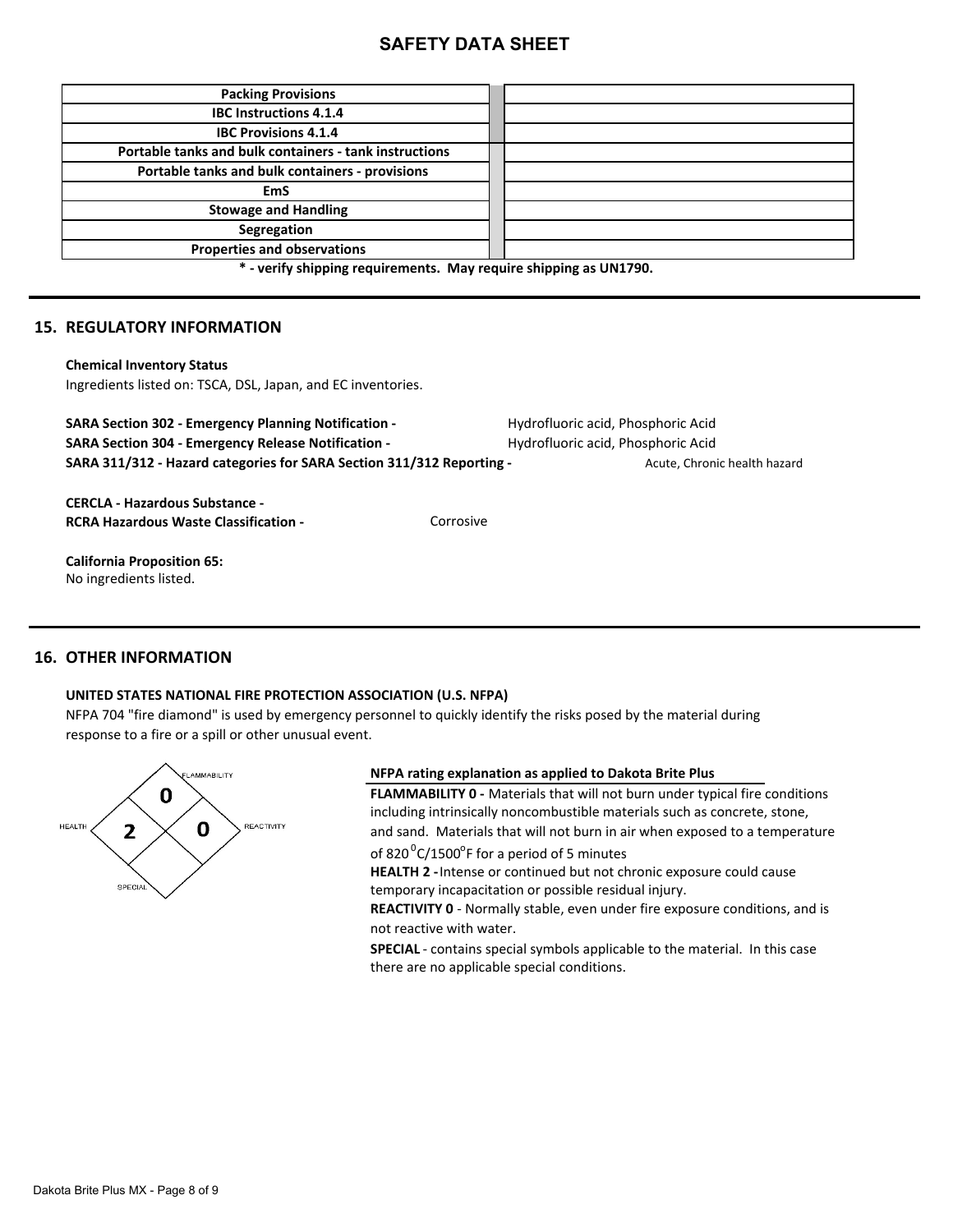| Packing Provisions | | |
|---|---|---|
| IBC Instructions 4.1.4 | | |
| IBC Provisions 4.1.4 | | |
| Portable tanks and bulk containers - tank instructions | | |
| Portable tanks and bulk containers - provisions | | |
| EmS | | |
| Stowage and Handling | | |
| Segregation | | |
| Properties and observations | | |

**\* - verify shipping requirements. May require shipping as UN1790.**

## 15. REGULATORY INFORMATION

**Chemical Inventory Status**
Ingredients listed on: TSCA, DSL, Japan, and EC inventories.

**SARA Section 302 - Emergency Planning Notification -** Hydrofluoric acid, Phosphoric Acid
**SARA Section 304 - Emergency Release Notification -** Hydrofluoric acid, Phosphoric Acid
**SARA 311/312 - Hazard categories for SARA Section 311/312 Reporting -** Acute, Chronic health hazard

**CERCLA - Hazardous Substance -**
**RCRA Hazardous Waste Classification -** Corrosive

**California Proposition 65:**
No ingredients listed.

## 16. OTHER INFORMATION

**UNITED STATES NATIONAL FIRE PROTECTION ASSOCIATION (U.S. NFPA)**
NFPA 704 "fire diamond" is used by emergency personnel to quickly identify the risks posed by the material during response to a fire or a spill or other unusual event.

FLAMMABILITY: 0
HEALTH: 2
REACTIVITY: 0
SPECIAL:

**NFPA rating explanation as applied to Dakota Brite Plus**

**FLAMMABILITY 0 -** Materials that will not burn under typical fire conditions including intrinsically noncombustible materials such as concrete, stone, and sand. Materials that will not burn in air when exposed to a temperature of 820 $^0$C/1500$^o$F for a period of 5 minutes

**HEALTH 2 -** Intense or continued but not chronic exposure could cause temporary incapacitation or possible residual injury.

**REACTIVITY 0** - Normally stable, even under fire exposure conditions, and is not reactive with water.

**SPECIAL** - contains special symbols applicable to the material. In this case there are no applicable special conditions.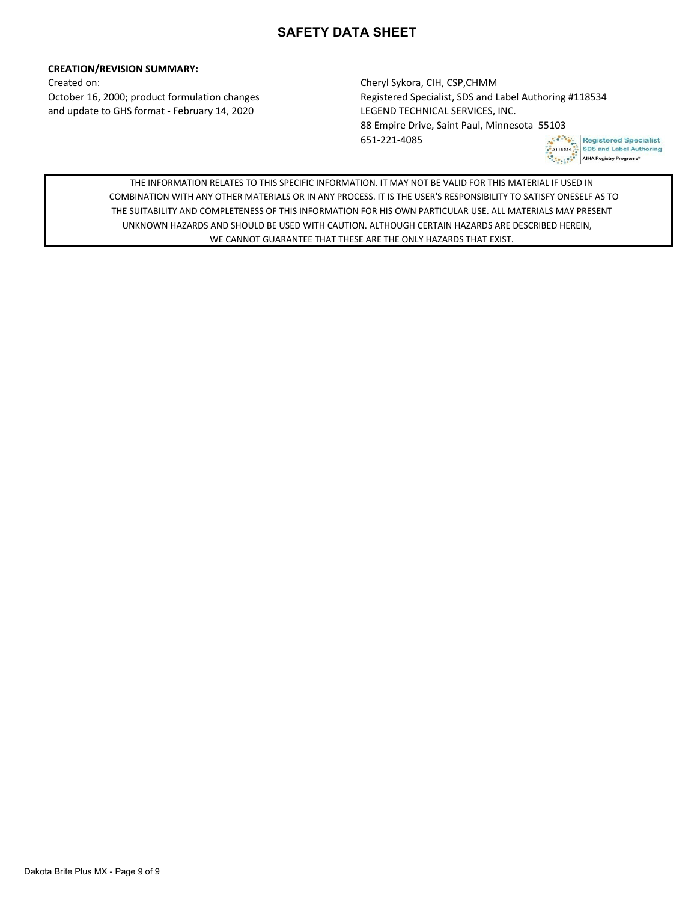# SAFETY DATA SHEET

**CREATION/REVISION SUMMARY:**

Created on:
October 16, 2000; product formulation changes and update to GHS format - February 14, 2020

Cheryl Sykora, CIH, CSP,CHMM
Registered Specialist, SDS and Label Authoring #118534
LEGEND TECHNICAL SERVICES, INC.
88 Empire Drive, Saint Paul, Minnesota 55103
651-221-4085

Registered Specialist
SDS and Label Authoring
AIHA Registry Programs®

THE INFORMATION RELATES TO THIS SPECIFIC INFORMATION. IT MAY NOT BE VALID FOR THIS MATERIAL IF USED IN COMBINATION WITH ANY OTHER MATERIALS OR IN ANY PROCESS. IT IS THE USER'S RESPONSIBILITY TO SATISFY ONESELF AS TO THE SUITABILITY AND COMPLETENESS OF THIS INFORMATION FOR HIS OWN PARTICULAR USE. ALL MATERIALS MAY PRESENT UNKNOWN HAZARDS AND SHOULD BE USED WITH CAUTION. ALTHOUGH CERTAIN HAZARDS ARE DESCRIBED HEREIN, WE CANNOT GUARANTEE THAT THESE ARE THE ONLY HAZARDS THAT EXIST.